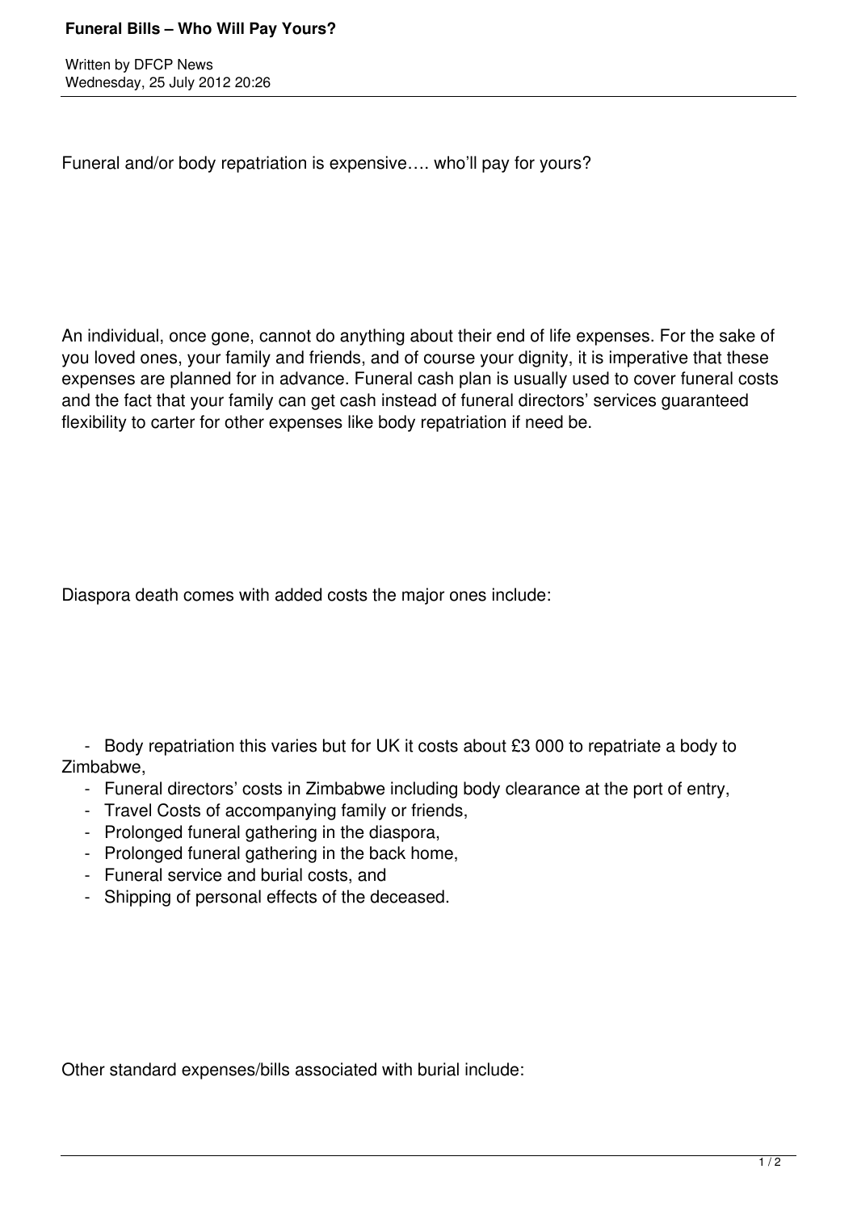# Funeral Bills – Who Will Pay Yours?

Written by DFCP News
Wednesday, 25 July 2012 20:26

Funeral and/or body repatriation is expensive…. who'll pay for yours?

An individual, once gone, cannot do anything about their end of life expenses. For the sake of you loved ones, your family and friends, and of course your dignity, it is imperative that these expenses are planned for in advance. Funeral cash plan is usually used to cover funeral costs and the fact that your family can get cash instead of funeral directors' services guaranteed flexibility to carter for other expenses like body repatriation if need be.

Diaspora death comes with added costs the major ones include:

- Body repatriation this varies but for UK it costs about £3 000 to repatriate a body to Zimbabwe,
- Funeral directors' costs in Zimbabwe including body clearance at the port of entry,
- Travel Costs of accompanying family or friends,
- Prolonged funeral gathering in the diaspora,
- Prolonged funeral gathering in the back home,
- Funeral service and burial costs, and
- Shipping of personal effects of the deceased.

Other standard expenses/bills associated with burial include: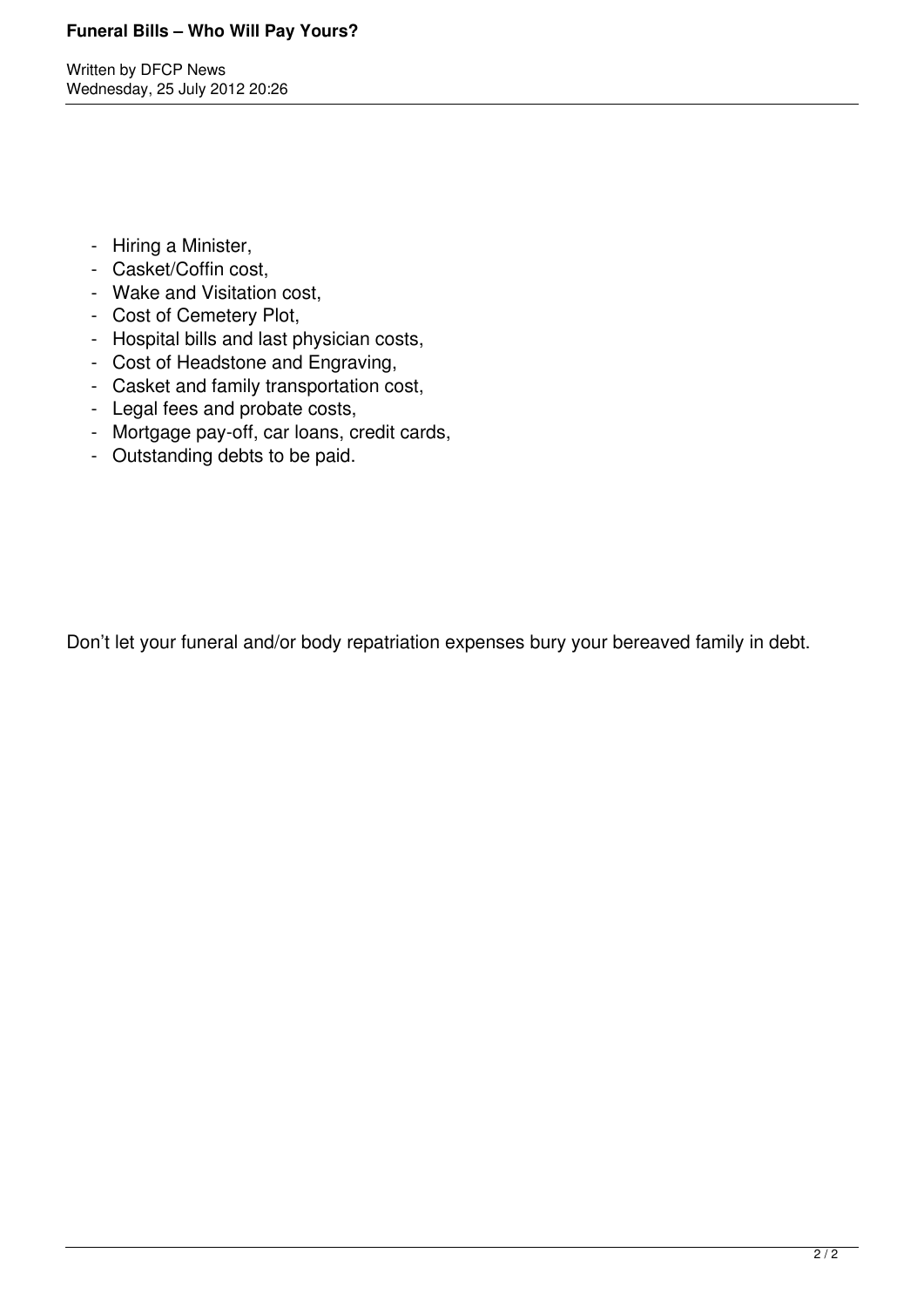- Hiring a Minister,
- Casket/Coffin cost,
- Wake and Visitation cost,
- Cost of Cemetery Plot,
- Hospital bills and last physician costs,
- Cost of Headstone and Engraving,
- Casket and family transportation cost,
- Legal fees and probate costs,
- Mortgage pay-off, car loans, credit cards,
- Outstanding debts to be paid.

Don't let your funeral and/or body repatriation expenses bury your bereaved family in debt.